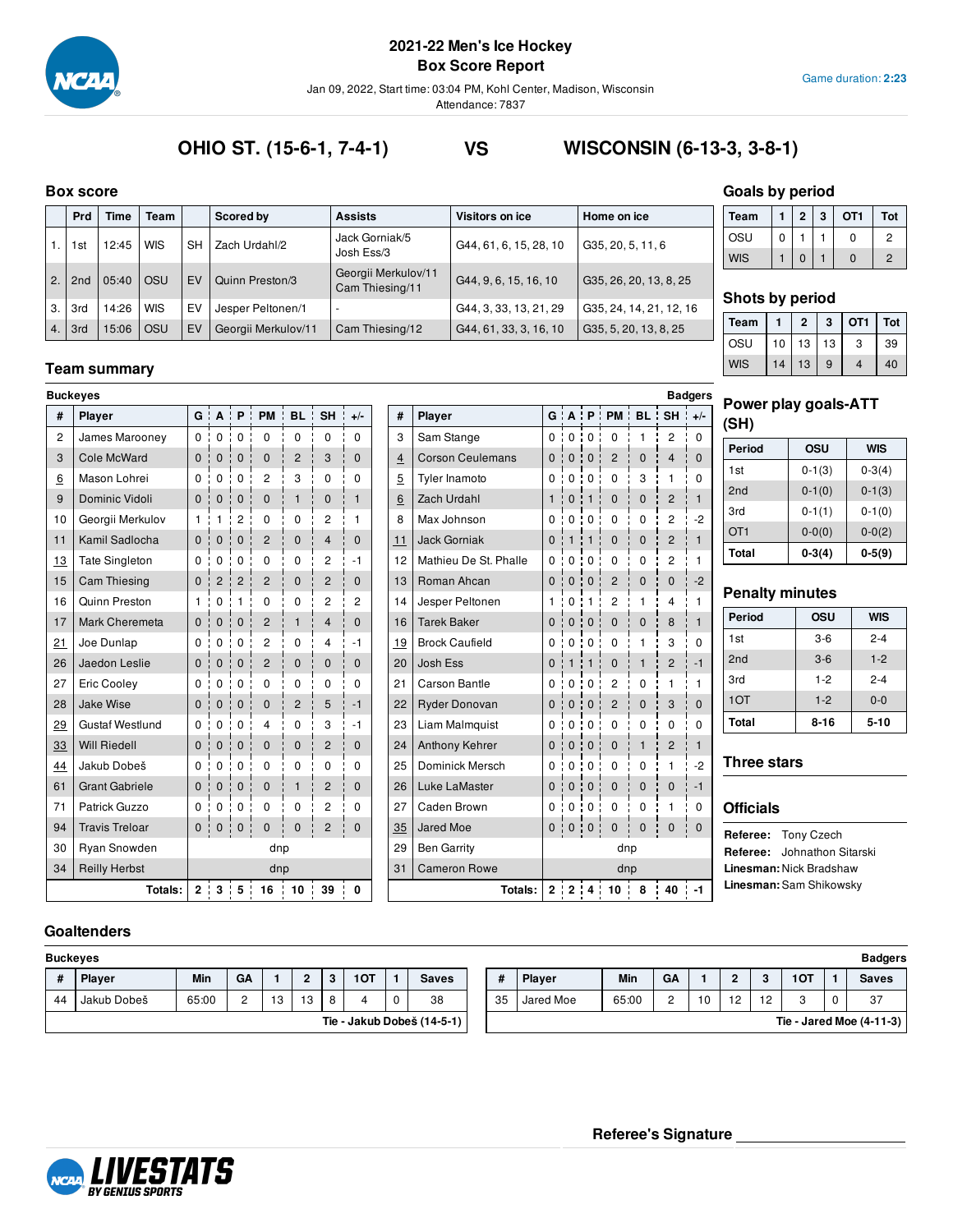# 2021-22 Men's Ice Hockey
## Box Score Report

Jan 09, 2022, Start time: 03:04 PM, Kohl Center, Madison, Wisconsin

Attendance: 7837

Game duration: **2:23**

## OHIO ST. (15-6-1, 7-4-1) VS WISCONSIN (6-13-3, 3-8-1)

### Box score

| | Prd | Time | Team | | Scored by | Assists | Visitors on ice | Home on ice |
|---|---|---|---|---|---|---|---|---|
| 1. | 1st | 12:45 | WIS | SH | Zach Urdahl/2 | Jack Gorniak/5 Josh Ess/3 | G44, 61, 6, 15, 28, 10 | G35, 20, 5, 11, 6 |
| 2. | 2nd | 05:40 | OSU | EV | Quinn Preston/3 | Georgii Merkulov/11 Cam Thiesing/11 | G44, 9, 6, 15, 16, 10 | G35, 26, 20, 13, 8, 25 |
| 3. | 3rd | 14:26 | WIS | EV | Jesper Peltonen/1 | - | G44, 3, 33, 13, 21, 29 | G35, 24, 14, 21, 12, 16 |
| 4. | 3rd | 15:06 | OSU | EV | Georgii Merkulov/11 | Cam Thiesing/12 | G44, 61, 33, 3, 16, 10 | G35, 5, 20, 13, 8, 25 |

### Goals by period

| Team | 1 | 2 | 3 | OT1 | Tot |
|---|---|---|---|---|---|
| OSU | 0 | 1 | 1 | 0 | 2 |
| WIS | 1 | 0 | 1 | 0 | 2 |

### Shots by period

| Team | 1 | 2 | 3 | OT1 | Tot |
|---|---|---|---|---|---|
| OSU | 10 | 13 | 13 | 3 | 39 |
| WIS | 14 | 13 | 9 | 4 | 40 |

### Team summary

**Buckeyes**

| # | Player | G | A | P | PM | BL | SH | +/- |
|---|---|---|---|---|---|---|---|---|
| 2 | James Marooney | 0 | 0 | 0 | 0 | 0 | 0 | 0 |
| 3 | Cole McWard | 0 | 0 | 0 | 0 | 2 | 3 | 0 |
| 6 | Mason Lohrei | 0 | 0 | 0 | 2 | 3 | 0 | 0 |
| 9 | Dominic Vidoli | 0 | 0 | 0 | 0 | 1 | 0 | 1 |
| 10 | Georgii Merkulov | 1 | 1 | 2 | 0 | 0 | 2 | 1 |
| 11 | Kamil Sadlocha | 0 | 0 | 0 | 2 | 0 | 4 | 0 |
| 13 | Tate Singleton | 0 | 0 | 0 | 0 | 0 | 2 | -1 |
| 15 | Cam Thiesing | 0 | 2 | 2 | 2 | 0 | 2 | 0 |
| 16 | Quinn Preston | 1 | 0 | 1 | 0 | 0 | 2 | 2 |
| 17 | Mark Cheremeta | 0 | 0 | 0 | 2 | 1 | 4 | 0 |
| 21 | Joe Dunlap | 0 | 0 | 0 | 2 | 0 | 4 | -1 |
| 26 | Jaedon Leslie | 0 | 0 | 0 | 2 | 0 | 0 | 0 |
| 27 | Eric Cooley | 0 | 0 | 0 | 0 | 0 | 0 | 0 |
| 28 | Jake Wise | 0 | 0 | 0 | 0 | 2 | 5 | -1 |
| 29 | Gustaf Westlund | 0 | 0 | 0 | 4 | 0 | 3 | -1 |
| 33 | Will Riedell | 0 | 0 | 0 | 0 | 0 | 2 | 0 |
| 44 | Jakub Dobeš | 0 | 0 | 0 | 0 | 0 | 0 | 0 |
| 61 | Grant Gabriele | 0 | 0 | 0 | 0 | 1 | 2 | 0 |
| 71 | Patrick Guzzo | 0 | 0 | 0 | 0 | 0 | 2 | 0 |
| 94 | Travis Treloar | 0 | 0 | 0 | 0 | 0 | 2 | 0 |
| 30 | Ryan Snowden | dnp | | | | | | |
| 34 | Reilly Herbst | dnp | | | | | | |
| | Totals: | 2 | 3 | 5 | 16 | 10 | 39 | 0 |

**Badgers**

| # | Player | G | A | P | PM | BL | SH | +/- |
|---|---|---|---|---|---|---|---|---|
| 3 | Sam Stange | 0 | 0 | 0 | 0 | 1 | 2 | 0 |
| 4 | Corson Ceulemans | 0 | 0 | 0 | 2 | 0 | 4 | 0 |
| 5 | Tyler Inamoto | 0 | 0 | 0 | 0 | 3 | 1 | 0 |
| 6 | Zach Urdahl | 1 | 0 | 1 | 0 | 0 | 2 | 1 |
| 8 | Max Johnson | 0 | 0 | 0 | 0 | 0 | 2 | -2 |
| 11 | Jack Gorniak | 0 | 1 | 1 | 0 | 0 | 2 | 1 |
| 12 | Mathieu De St. Phalle | 0 | 0 | 0 | 0 | 0 | 2 | 1 |
| 13 | Roman Ahcan | 0 | 0 | 0 | 2 | 0 | 0 | -2 |
| 14 | Jesper Peltonen | 1 | 0 | 1 | 2 | 1 | 4 | 1 |
| 16 | Tarek Baker | 0 | 0 | 0 | 0 | 0 | 8 | 1 |
| 19 | Brock Caufield | 0 | 0 | 0 | 0 | 1 | 3 | 0 |
| 20 | Josh Ess | 0 | 1 | 1 | 0 | 1 | 2 | -1 |
| 21 | Carson Bantle | 0 | 0 | 0 | 2 | 0 | 1 | 1 |
| 22 | Ryder Donovan | 0 | 0 | 0 | 2 | 0 | 3 | 0 |
| 23 | Liam Malmquist | 0 | 0 | 0 | 0 | 0 | 0 | 0 |
| 24 | Anthony Kehrer | 0 | 0 | 0 | 0 | 1 | 2 | 1 |
| 25 | Dominick Mersch | 0 | 0 | 0 | 0 | 0 | 1 | -2 |
| 26 | Luke LaMaster | 0 | 0 | 0 | 0 | 0 | 0 | -1 |
| 27 | Caden Brown | 0 | 0 | 0 | 0 | 0 | 1 | 0 |
| 35 | Jared Moe | 0 | 0 | 0 | 0 | 0 | 0 | 0 |
| 29 | Ben Garrity | dnp | | | | | | |
| 31 | Cameron Rowe | dnp | | | | | | |
| | Totals: | 2 | 2 | 4 | 10 | 8 | 40 | -1 |

### Power play goals-ATT (SH)

| Period | OSU | WIS |
|---|---|---|
| 1st | 0-1(3) | 0-3(4) |
| 2nd | 0-1(0) | 0-1(3) |
| 3rd | 0-1(1) | 0-1(0) |
| OT1 | 0-0(0) | 0-0(2) |
| **Total** | **0-3(4)** | **0-5(9)** |

### Penalty minutes

| Period | OSU | WIS |
|---|---|---|
| 1st | 3-6 | 2-4 |
| 2nd | 3-6 | 1-2 |
| 3rd | 1-2 | 2-4 |
| 1OT | 1-2 | 0-0 |
| **Total** | **8-16** | **5-10** |

### Three stars

### Officials

**Referee:** Tony Czech
**Referee:** Johnathon Sitarski
**Linesman:** Nick Bradshaw
**Linesman:** Sam Shikowsky

### Goaltenders

**Buckeyes**

| # | Player | Min | GA | 1 | 2 | 3 | 1OT | 1 | Saves |
|---|---|---|---|---|---|---|---|---|---|
| 44 | Jakub Dobeš | 65:00 | 2 | 13 | 13 | 8 | 4 | 0 | 38 |

Tie - Jakub Dobeš (14-5-1)

**Badgers**

| # | Player | Min | GA | 1 | 2 | 3 | 1OT | 1 | Saves |
|---|---|---|---|---|---|---|---|---|---|
| 35 | Jared Moe | 65:00 | 2 | 10 | 12 | 12 | 3 | 0 | 37 |

Tie - Jared Moe (4-11-3)

**Referee's Signature** ____________________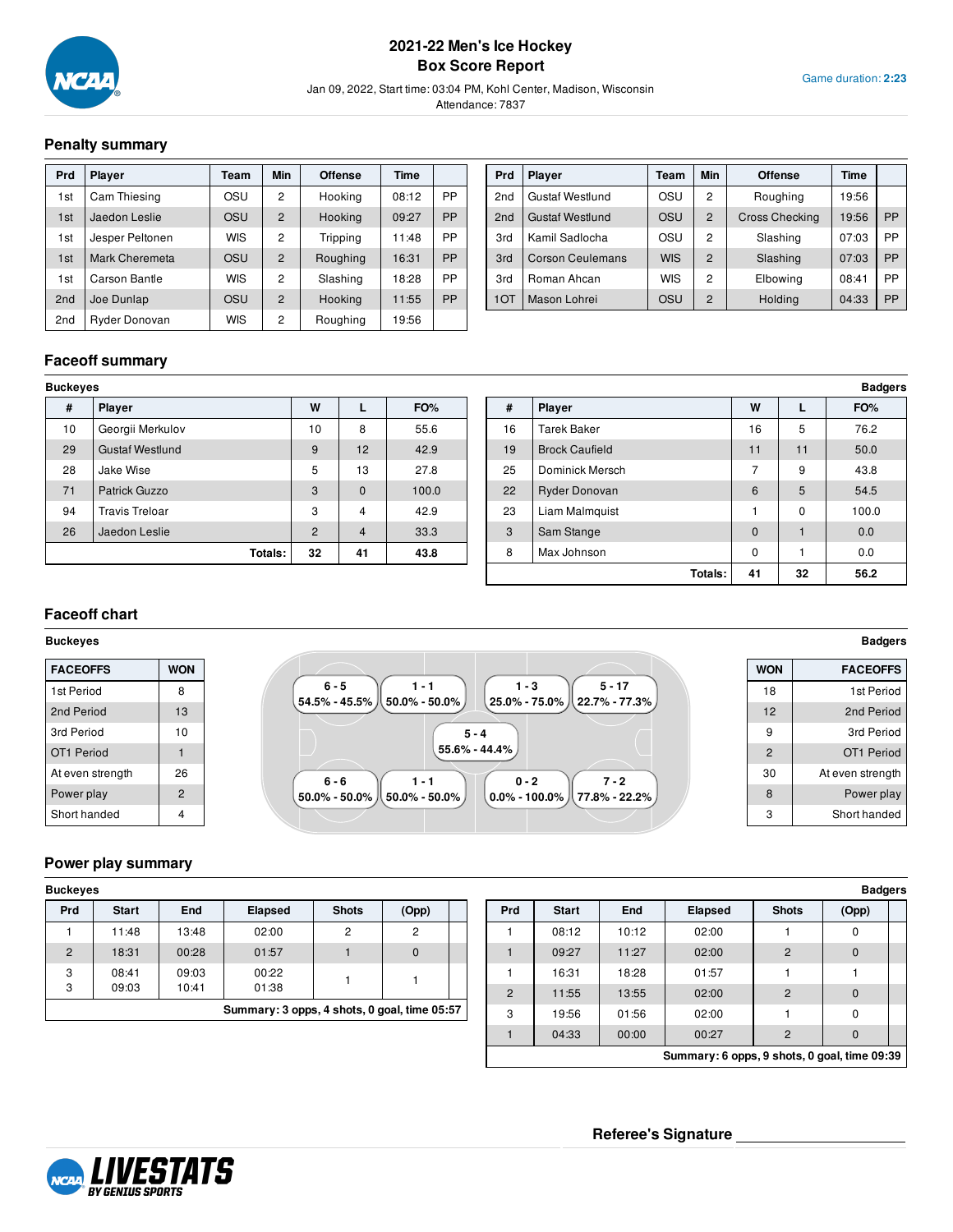# 2021-22 Men's Ice Hockey
## Box Score Report

Jan 09, 2022, Start time: 03:04 PM, Kohl Center, Madison, Wisconsin
Attendance: 7837

Game duration: **2:23**

## Penalty summary

| Prd | Player | Team | Min | Offense | Time | |
|---|---|---|---|---|---|---|
| 1st | Cam Thiesing | OSU | 2 | Hooking | 08:12 | PP |
| 1st | Jaedon Leslie | OSU | 2 | Hooking | 09:27 | PP |
| 1st | Jesper Peltonen | WIS | 2 | Tripping | 11:48 | PP |
| 1st | Mark Cheremeta | OSU | 2 | Roughing | 16:31 | PP |
| 1st | Carson Bantle | WIS | 2 | Slashing | 18:28 | PP |
| 2nd | Joe Dunlap | OSU | 2 | Hooking | 11:55 | PP |
| 2nd | Ryder Donovan | WIS | 2 | Roughing | 19:56 | |

| Prd | Player | Team | Min | Offense | Time | |
|---|---|---|---|---|---|---|
| 2nd | Gustaf Westlund | OSU | 2 | Roughing | 19:56 | |
| 2nd | Gustaf Westlund | OSU | 2 | Cross Checking | 19:56 | PP |
| 3rd | Kamil Sadlocha | OSU | 2 | Slashing | 07:03 | PP |
| 3rd | Corson Ceulemans | WIS | 2 | Slashing | 07:03 | PP |
| 3rd | Roman Ahcan | WIS | 2 | Elbowing | 08:41 | PP |
| 1OT | Mason Lohrei | OSU | 2 | Holding | 04:33 | PP |

## Faceoff summary

**Buckeyes**

| # | Player | W | L | FO% |
|---|---|---|---|---|
| 10 | Georgii Merkulov | 10 | 8 | 55.6 |
| 29 | Gustaf Westlund | 9 | 12 | 42.9 |
| 28 | Jake Wise | 5 | 13 | 27.8 |
| 71 | Patrick Guzzo | 3 | 0 | 100.0 |
| 94 | Travis Treloar | 3 | 4 | 42.9 |
| 26 | Jaedon Leslie | 2 | 4 | 33.3 |
| | **Totals:** | **32** | **41** | **43.8** |

**Badgers**

| # | Player | W | L | FO% |
|---|---|---|---|---|
| 16 | Tarek Baker | 16 | 5 | 76.2 |
| 19 | Brock Caufield | 11 | 11 | 50.0 |
| 25 | Dominick Mersch | 7 | 9 | 43.8 |
| 22 | Ryder Donovan | 6 | 5 | 54.5 |
| 23 | Liam Malmquist | 1 | 0 | 100.0 |
| 3 | Sam Stange | 0 | 1 | 0.0 |
| 8 | Max Johnson | 0 | 1 | 0.0 |
| | **Totals:** | **41** | **32** | **56.2** |

## Faceoff chart

**Buckeyes**

| FACEOFFS | WON |
|---|---|
| 1st Period | 8 |
| 2nd Period | 13 |
| 3rd Period | 10 |
| OT1 Period | 1 |
| At even strength | 26 |
| Power play | 2 |
| Short handed | 4 |

| | | | | |
|---|---|---|---|---|
| 6 - 5 54.5% - 45.5% | 1 - 1 50.0% - 50.0% | | 1 - 3 25.0% - 75.0% | 5 - 17 22.7% - 77.3% |
| | | 5 - 4 55.6% - 44.4% | | |
| 6 - 6 50.0% - 50.0% | 1 - 1 50.0% - 50.0% | | 0 - 2 0.0% - 100.0% | 7 - 2 77.8% - 22.2% |

**Badgers**

| WON | FACEOFFS |
|---|---|
| 18 | 1st Period |
| 12 | 2nd Period |
| 9 | 3rd Period |
| 2 | OT1 Period |
| 30 | At even strength |
| 8 | Power play |
| 3 | Short handed |

## Power play summary

**Buckeyes**

| Prd | Start | End | Elapsed | Shots | (Opp) |
|---|---|---|---|---|---|
| 1 | 11:48 | 13:48 | 02:00 | 2 | 2 |
| 2 | 18:31 | 00:28 | 01:57 | 1 | 0 |
| 3<br>3 | 08:41<br>09:03 | 09:03<br>10:41 | 00:22<br>01:38 | 1 | 1 |
| **Summary: 3 opps, 4 shots, 0 goal, time 05:57** | | | | | |

**Badgers**

| Prd | Start | End | Elapsed | Shots | (Opp) |
|---|---|---|---|---|---|
| 1 | 08:12 | 10:12 | 02:00 | 1 | 0 |
| 1 | 09:27 | 11:27 | 02:00 | 2 | 0 |
| 1 | 16:31 | 18:28 | 01:57 | 1 | 1 |
| 2 | 11:55 | 13:55 | 02:00 | 2 | 0 |
| 3 | 19:56 | 01:56 | 02:00 | 1 | 0 |
| 1 | 04:33 | 00:00 | 00:27 | 2 | 0 |
| **Summary: 6 opps, 9 shots, 0 goal, time 09:39** | | | | | |

**Referee's Signature** ____________________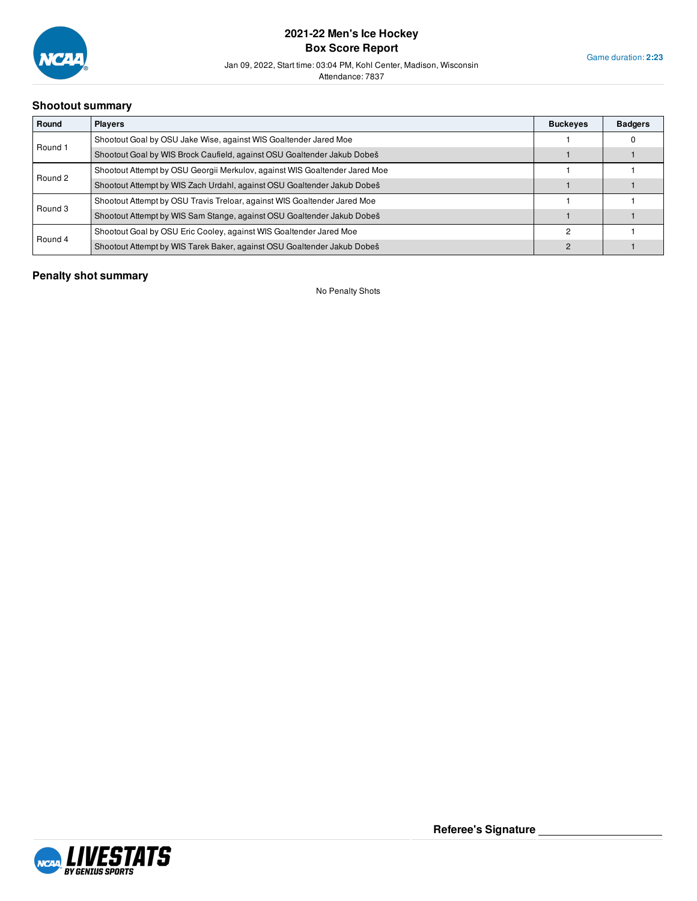**2021-22 Men's Ice Hockey**
**Box Score Report**

Jan 09, 2022, Start time: 03:04 PM, Kohl Center, Madison, Wisconsin
Attendance: 7837

Game duration: **2:23**

## Shootout summary

| Round | Players | Buckeyes | Badgers |
|---|---|---|---|
| Round 1 | Shootout Goal by OSU Jake Wise, against WIS Goaltender Jared Moe | 1 | 0 |
| | Shootout Goal by WIS Brock Caufield, against OSU Goaltender Jakub Dobeš | 1 | 1 |
| Round 2 | Shootout Attempt by OSU Georgii Merkulov, against WIS Goaltender Jared Moe | 1 | 1 |
| | Shootout Attempt by WIS Zach Urdahl, against OSU Goaltender Jakub Dobeš | 1 | 1 |
| Round 3 | Shootout Attempt by OSU Travis Treloar, against WIS Goaltender Jared Moe | 1 | 1 |
| | Shootout Attempt by WIS Sam Stange, against OSU Goaltender Jakub Dobeš | 1 | 1 |
| Round 4 | Shootout Goal by OSU Eric Cooley, against WIS Goaltender Jared Moe | 2 | 1 |
| | Shootout Attempt by WIS Tarek Baker, against OSU Goaltender Jakub Dobeš | 2 | 1 |

## Penalty shot summary

No Penalty Shots

**Referee's Signature** ____________________